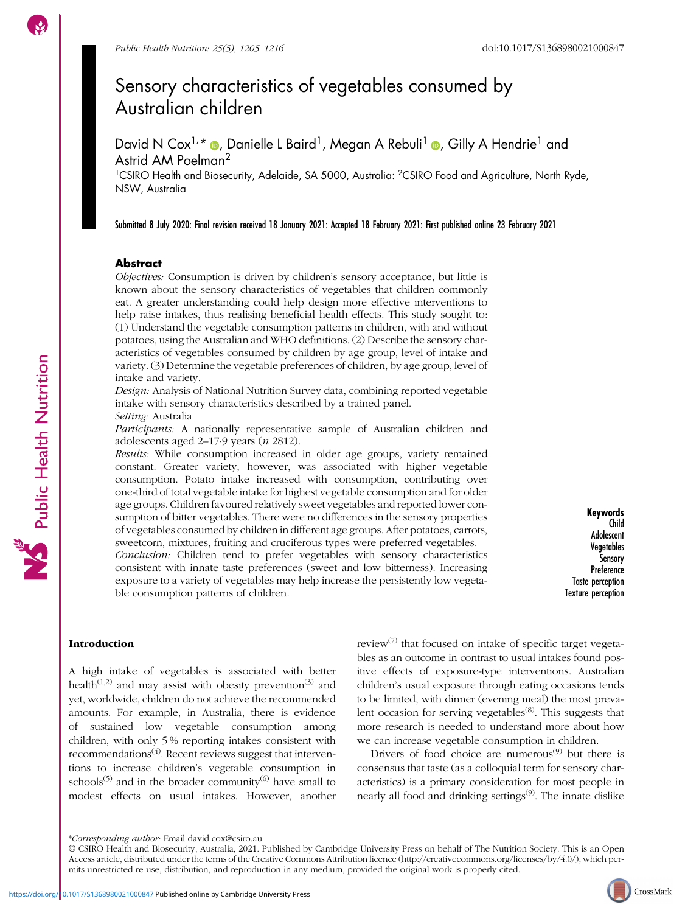# Sensory characteristics of vegetables consumed by Australian children

David N Cox[1,]*, Danielle L Baird[1], Megan A Rebuli[1], Gilly A Hendrie[1] and Astrid AM Poelman[2]

[1]CSIRO Health and Biosecurity, Adelaide, SA 5000, Australia: [2]CSIRO Food and Agriculture, North Ryde, NSW, Australia

Submitted 8 July 2020: Final revision received 18 January 2021: Accepted 18 February 2021: First published online 23 February 2021

## Abstract

*Objectives:* Consumption is driven by children's sensory acceptance, but little is known about the sensory characteristics of vegetables that children commonly eat. A greater understanding could help design more effective interventions to help raise intakes, thus realising beneficial health effects. This study sought to: (1) Understand the vegetable consumption patterns in children, with and without potatoes, using the Australian and WHO definitions. (2) Describe the sensory characteristics of vegetables consumed by children by age group, level of intake and variety. (3) Determine the vegetable preferences of children, by age group, level of intake and variety.

*Design:* Analysis of National Nutrition Survey data, combining reported vegetable intake with sensory characteristics described by a trained panel.

*Setting:* Australia

*Participants:* A nationally representative sample of Australian children and adolescents aged 2–17·9 years (*n* 2812).

*Results:* While consumption increased in older age groups, variety remained constant. Greater variety, however, was associated with higher vegetable consumption. Potato intake increased with consumption, contributing over one-third of total vegetable intake for highest vegetable consumption and for older age groups. Children favoured relatively sweet vegetables and reported lower consumption of bitter vegetables. There were no differences in the sensory properties of vegetables consumed by children in different age groups. After potatoes, carrots, sweetcorn, mixtures, fruiting and cruciferous types were preferred vegetables.

*Conclusion:* Children tend to prefer vegetables with sensory characteristics consistent with innate taste preferences (sweet and low bitterness). Increasing exposure to a variety of vegetables may help increase the persistently low vegetable consumption patterns of children.

**Keywords**
Child
Adolescent
Vegetables
Sensory
Preference
Taste perception
Texture perception

## Introduction

A high intake of vegetables is associated with better health[1,2] and may assist with obesity prevention[3] and yet, worldwide, children do not achieve the recommended amounts. For example, in Australia, there is evidence of sustained low vegetable consumption among children, with only 5 % reporting intakes consistent with recommendations[4]. Recent reviews suggest that interventions to increase children's vegetable consumption in schools[5] and in the broader community[6] have small to modest effects on usual intakes. However, another review[7] that focused on intake of specific target vegetables as an outcome in contrast to usual intakes found positive effects of exposure-type interventions. Australian children's usual exposure through eating occasions tends to be limited, with dinner (evening meal) the most prevalent occasion for serving vegetables[8]. This suggests that more research is needed to understand more about how we can increase vegetable consumption in children.

Drivers of food choice are numerous[9] but there is consensus that taste (as a colloquial term for sensory characteristics) is a primary consideration for most people in nearly all food and drinking settings[9]. The innate dislike

*Corresponding author: Email david.cox@csiro.au

© CSIRO Health and Biosecurity, Australia, 2021. Published by Cambridge University Press on behalf of The Nutrition Society. This is an Open Access article, distributed under the terms of the Creative Commons Attribution licence (http://creativecommons.org/licenses/by/4.0/), which permits unrestricted re-use, distribution, and reproduction in any medium, provided the original work is properly cited.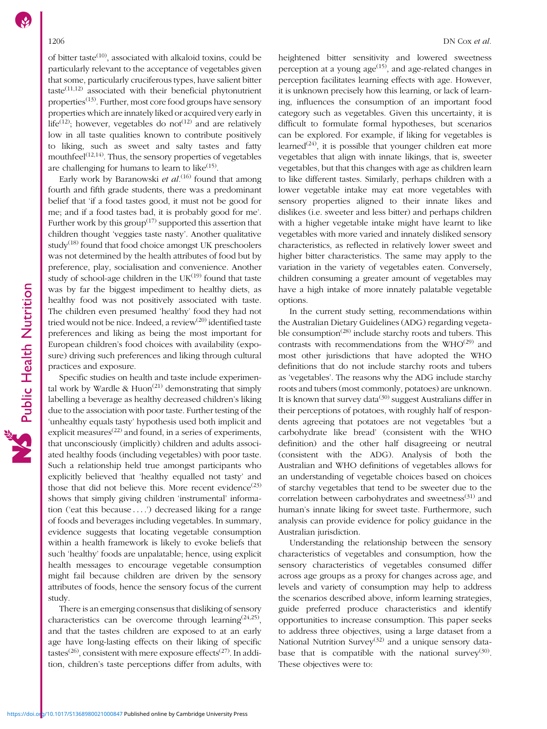of bitter taste[10], associated with alkaloid toxins, could be particularly relevant to the acceptance of vegetables given that some, particularly cruciferous types, have salient bitter taste[11,12] associated with their beneficial phytonutrient properties[13]. Further, most core food groups have sensory properties which are innately liked or acquired very early in life[12]; however, vegetables do not[12] and are relatively low in all taste qualities known to contribute positively to liking, such as sweet and salty tastes and fatty mouthfeel[12,14]. Thus, the sensory properties of vegetables are challenging for humans to learn to like[15].

Early work by Baranowski *et al.*[16] found that among fourth and fifth grade students, there was a predominant belief that 'if a food tastes good, it must not be good for me; and if a food tastes bad, it is probably good for me'. Further work by this group[17] supported this assertion that children thought 'veggies taste nasty'. Another qualitative study[18] found that food choice amongst UK preschoolers was not determined by the health attributes of food but by preference, play, socialisation and convenience. Another study of school-age children in the UK[19] found that taste was by far the biggest impediment to healthy diets, as healthy food was not positively associated with taste. The children even presumed 'healthy' food they had not tried would not be nice. Indeed, a review[20] identified taste preferences and liking as being the most important for European children's food choices with availability (exposure) driving such preferences and liking through cultural practices and exposure.

Specific studies on health and taste include experimental work by Wardle & Huon[21] demonstrating that simply labelling a beverage as healthy decreased children's liking due to the association with poor taste. Further testing of the 'unhealthy equals tasty' hypothesis used both implicit and explicit measures[22] and found, in a series of experiments, that unconsciously (implicitly) children and adults associated healthy foods (including vegetables) with poor taste. Such a relationship held true amongst participants who explicitly believed that 'healthy equalled not tasty' and those that did not believe this. More recent evidence[23] shows that simply giving children 'instrumental' information ('eat this because . . . .') decreased liking for a range of foods and beverages including vegetables. In summary, evidence suggests that locating vegetable consumption within a health framework is likely to evoke beliefs that such 'healthy' foods are unpalatable; hence, using explicit health messages to encourage vegetable consumption might fail because children are driven by the sensory attributes of foods, hence the sensory focus of the current study.

There is an emerging consensus that disliking of sensory characteristics can be overcome through learning[24,25], and that the tastes children are exposed to at an early age have long-lasting effects on their liking of specific tastes[26], consistent with mere exposure effects[27]. In addition, children's taste perceptions differ from adults, with heightened bitter sensitivity and lowered sweetness perception at a young age[15], and age-related changes in perception facilitates learning effects with age. However, it is unknown precisely how this learning, or lack of learning, influences the consumption of an important food category such as vegetables. Given this uncertainty, it is difficult to formulate formal hypotheses, but scenarios can be explored. For example, if liking for vegetables is learned[24], it is possible that younger children eat more vegetables that align with innate likings, that is, sweeter vegetables, but that this changes with age as children learn to like different tastes. Similarly, perhaps children with a lower vegetable intake may eat more vegetables with sensory properties aligned to their innate likes and dislikes (i.e. sweeter and less bitter) and perhaps children with a higher vegetable intake might have learnt to like vegetables with more varied and innately disliked sensory characteristics, as reflected in relatively lower sweet and higher bitter characteristics. The same may apply to the variation in the variety of vegetables eaten. Conversely, children consuming a greater amount of vegetables may have a high intake of more innately palatable vegetable options.

In the current study setting, recommendations within the Australian Dietary Guidelines (ADG) regarding vegetable consumption[28] include starchy roots and tubers. This contrasts with recommendations from the WHO[29] and most other jurisdictions that have adopted the WHO definitions that do not include starchy roots and tubers as 'vegetables'. The reasons why the ADG include starchy roots and tubers (most commonly, potatoes) are unknown. It is known that survey data[30] suggest Australians differ in their perceptions of potatoes, with roughly half of respondents agreeing that potatoes are not vegetables 'but a carbohydrate like bread' (consistent with the WHO definition) and the other half disagreeing or neutral (consistent with the ADG). Analysis of both the Australian and WHO definitions of vegetables allows for an understanding of vegetable choices based on choices of starchy vegetables that tend to be sweeter due to the correlation between carbohydrates and sweetness[31] and human's innate liking for sweet taste. Furthermore, such analysis can provide evidence for policy guidance in the Australian jurisdiction.

Understanding the relationship between the sensory characteristics of vegetables and consumption, how the sensory characteristics of vegetables consumed differ across age groups as a proxy for changes across age, and levels and variety of consumption may help to address the scenarios described above, inform learning strategies, guide preferred produce characteristics and identify opportunities to increase consumption. This paper seeks to address three objectives, using a large dataset from a National Nutrition Survey[32] and a unique sensory database that is compatible with the national survey[30]. These objectives were to: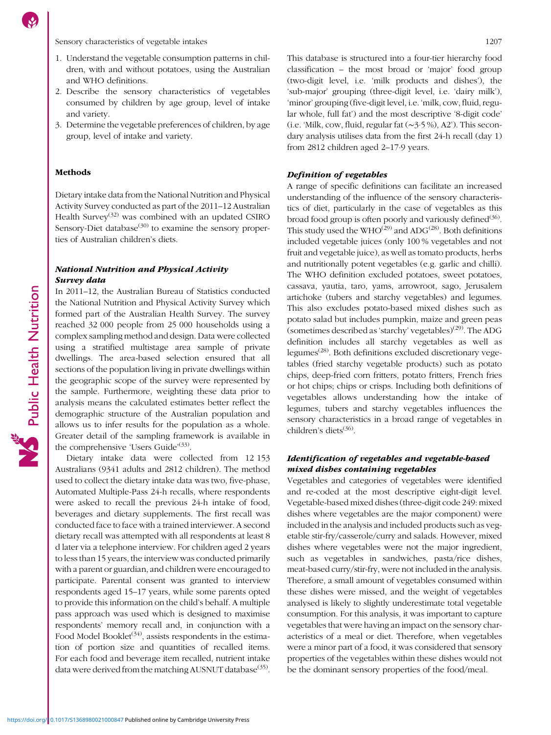1. Understand the vegetable consumption patterns in children, with and without potatoes, using the Australian and WHO definitions.
2. Describe the sensory characteristics of vegetables consumed by children by age group, level of intake and variety.
3. Determine the vegetable preferences of children, by age group, level of intake and variety.

## Methods

Dietary intake data from the National Nutrition and Physical Activity Survey conducted as part of the 2011–12 Australian Health Survey[32] was combined with an updated CSIRO Sensory-Diet database[30] to examine the sensory properties of Australian children's diets.

### *National Nutrition and Physical Activity Survey data*

In 2011–12, the Australian Bureau of Statistics conducted the National Nutrition and Physical Activity Survey which formed part of the Australian Health Survey. The survey reached 32 000 people from 25 000 households using a complex sampling method and design. Data were collected using a stratified multistage area sample of private dwellings. The area-based selection ensured that all sections of the population living in private dwellings within the geographic scope of the survey were represented by the sample. Furthermore, weighting these data prior to analysis means the calculated estimates better reflect the demographic structure of the Australian population and allows us to infer results for the population as a whole. Greater detail of the sampling framework is available in the comprehensive 'Users Guide'[33].

Dietary intake data were collected from 12 153 Australians (9341 adults and 2812 children). The method used to collect the dietary intake data was two, five-phase, Automated Multiple-Pass 24-h recalls, where respondents were asked to recall the previous 24-h intake of food, beverages and dietary supplements. The first recall was conducted face to face with a trained interviewer. A second dietary recall was attempted with all respondents at least 8 d later via a telephone interview. For children aged 2 years to less than 15 years, the interview was conducted primarily with a parent or guardian, and children were encouraged to participate. Parental consent was granted to interview respondents aged 15–17 years, while some parents opted to provide this information on the child's behalf. A multiple pass approach was used which is designed to maximise respondents' memory recall and, in conjunction with a Food Model Booklet[34], assists respondents in the estimation of portion size and quantities of recalled items. For each food and beverage item recalled, nutrient intake data were derived from the matching AUSNUT database[35]. This database is structured into a four-tier hierarchy food classification – the most broad or 'major' food group (two-digit level, i.e. 'milk products and dishes'), the 'sub-major' grouping (three-digit level, i.e. 'dairy milk'), 'minor' grouping (five-digit level, i.e. 'milk, cow, fluid, regular whole, full fat') and the most descriptive '8-digit code' (i.e. 'Milk, cow, fluid, regular fat (~3·5 %), A2'). This secondary analysis utilises data from the first 24-h recall (day 1) from 2812 children aged 2–17·9 years.

### *Definition of vegetables*

A range of specific definitions can facilitate an increased understanding of the influence of the sensory characteristics of diet, particularly in the case of vegetables as this broad food group is often poorly and variously defined[36]. This study used the WHO[29] and ADG[28]. Both definitions included vegetable juices (only 100 % vegetables and not fruit and vegetable juice), as well as tomato products, herbs and nutritionally potent vegetables (e.g. garlic and chilli). The WHO definition excluded potatoes, sweet potatoes, cassava, yautia, taro, yams, arrowroot, sago, Jerusalem artichoke (tubers and starchy vegetables) and legumes. This also excludes potato-based mixed dishes such as potato salad but includes pumpkin, maize and green peas (sometimes described as 'starchy' vegetables)[29]. The ADG definition includes all starchy vegetables as well as legumes[28]. Both definitions excluded discretionary vegetables (fried starchy vegetable products) such as potato chips, deep-fried corn fritters, potato fritters, French fries or hot chips; chips or crisps. Including both definitions of vegetables allows understanding how the intake of legumes, tubers and starchy vegetables influences the sensory characteristics in a broad range of vegetables in children's diets[36].

### *Identification of vegetables and vegetable-based mixed dishes containing vegetables*

Vegetables and categories of vegetables were identified and re-coded at the most descriptive eight-digit level. Vegetable-based mixed dishes (three-digit code 249: mixed dishes where vegetables are the major component) were included in the analysis and included products such as vegetable stir-fry/casserole/curry and salads. However, mixed dishes where vegetables were not the major ingredient, such as vegetables in sandwiches, pasta/rice dishes, meat-based curry/stir-fry, were not included in the analysis. Therefore, a small amount of vegetables consumed within these dishes were missed, and the weight of vegetables analysed is likely to slightly underestimate total vegetable consumption. For this analysis, it was important to capture vegetables that were having an impact on the sensory characteristics of a meal or diet. Therefore, when vegetables were a minor part of a food, it was considered that sensory properties of the vegetables within these dishes would not be the dominant sensory properties of the food/meal.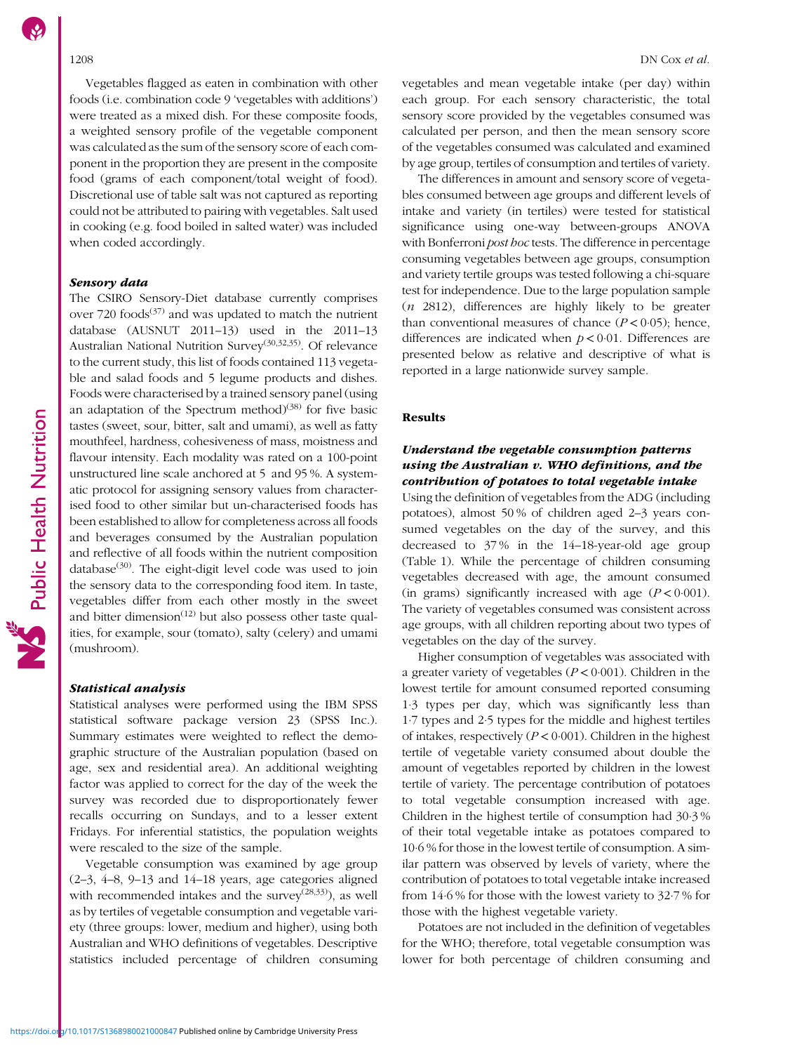Vegetables flagged as eaten in combination with other foods (i.e. combination code 9 'vegetables with additions') were treated as a mixed dish. For these composite foods, a weighted sensory profile of the vegetable component was calculated as the sum of the sensory score of each component in the proportion they are present in the composite food (grams of each component/total weight of food). Discretional use of table salt was not captured as reporting could not be attributed to pairing with vegetables. Salt used in cooking (e.g. food boiled in salted water) was included when coded accordingly.

### Sensory data

The CSIRO Sensory-Diet database currently comprises over 720 foods[37] and was updated to match the nutrient database (AUSNUT 2011–13) used in the 2011–13 Australian National Nutrition Survey[30,32,35]. Of relevance to the current study, this list of foods contained 113 vegetable and salad foods and 5 legume products and dishes. Foods were characterised by a trained sensory panel (using an adaptation of the Spectrum method)[38] for five basic tastes (sweet, sour, bitter, salt and umami), as well as fatty mouthfeel, hardness, cohesiveness of mass, moistness and flavour intensity. Each modality was rated on a 100-point unstructured line scale anchored at 5 and 95 %. A systematic protocol for assigning sensory values from characterised food to other similar but un-characterised foods has been established to allow for completeness across all foods and beverages consumed by the Australian population and reflective of all foods within the nutrient composition database[30]. The eight-digit level code was used to join the sensory data to the corresponding food item. In taste, vegetables differ from each other mostly in the sweet and bitter dimension[12] but also possess other taste qualities, for example, sour (tomato), salty (celery) and umami (mushroom).

### Statistical analysis

Statistical analyses were performed using the IBM SPSS statistical software package version 23 (SPSS Inc.). Summary estimates were weighted to reflect the demographic structure of the Australian population (based on age, sex and residential area). An additional weighting factor was applied to correct for the day of the week the survey was recorded due to disproportionately fewer recalls occurring on Sundays, and to a lesser extent Fridays. For inferential statistics, the population weights were rescaled to the size of the sample.

Vegetable consumption was examined by age group (2–3, 4–8, 9–13 and 14–18 years, age categories aligned with recommended intakes and the survey[28,33]), as well as by tertiles of vegetable consumption and vegetable variety (three groups: lower, medium and higher), using both Australian and WHO definitions of vegetables. Descriptive statistics included percentage of children consuming vegetables and mean vegetable intake (per day) within each group. For each sensory characteristic, the total sensory score provided by the vegetables consumed was calculated per person, and then the mean sensory score of the vegetables consumed was calculated and examined by age group, tertiles of consumption and tertiles of variety.

The differences in amount and sensory score of vegetables consumed between age groups and different levels of intake and variety (in tertiles) were tested for statistical significance using one-way between-groups ANOVA with Bonferroni *post hoc* tests. The difference in percentage consuming vegetables between age groups, consumption and variety tertile groups was tested following a chi-square test for independence. Due to the large population sample ($n$ 2812), differences are highly likely to be greater than conventional measures of chance ($P < 0{\cdot}05$); hence, differences are indicated when $p < 0{\cdot}01$. Differences are presented below as relative and descriptive of what is reported in a large nationwide survey sample.

## Results

### Understand the vegetable consumption patterns using the Australian v. WHO definitions, and the contribution of potatoes to total vegetable intake

Using the definition of vegetables from the ADG (including potatoes), almost 50 % of children aged 2–3 years consumed vegetables on the day of the survey, and this decreased to 37 % in the 14–18-year-old age group (Table 1). While the percentage of children consuming vegetables decreased with age, the amount consumed (in grams) significantly increased with age ($P < 0{\cdot}001$). The variety of vegetables consumed was consistent across age groups, with all children reporting about two types of vegetables on the day of the survey.

Higher consumption of vegetables was associated with a greater variety of vegetables ($P < 0{\cdot}001$). Children in the lowest tertile for amount consumed reported consuming 1·3 types per day, which was significantly less than 1·7 types and 2·5 types for the middle and highest tertiles of intakes, respectively ($P < 0{\cdot}001$). Children in the highest tertile of vegetable variety consumed about double the amount of vegetables reported by children in the lowest tertile of variety. The percentage contribution of potatoes to total vegetable consumption increased with age. Children in the highest tertile of consumption had 30·3 % of their total vegetable intake as potatoes compared to 10·6 % for those in the lowest tertile of consumption. A similar pattern was observed by levels of variety, where the contribution of potatoes to total vegetable intake increased from 14·6 % for those with the lowest variety to 32·7 % for those with the highest vegetable variety.

Potatoes are not included in the definition of vegetables for the WHO; therefore, total vegetable consumption was lower for both percentage of children consuming and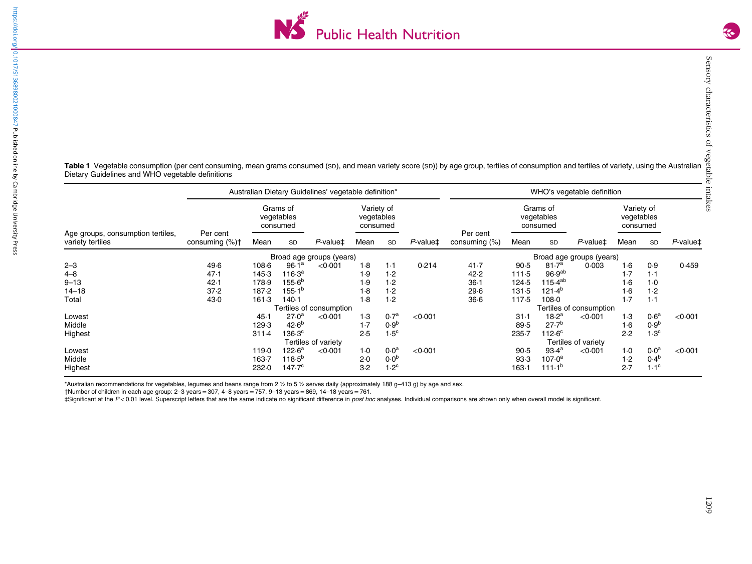**Table 1** Vegetable consumption (per cent consuming, mean grams consumed (SD), and mean variety score (SD)) by age group, tertiles of consumption and tertiles of variety, using the Australian Dietary Guidelines and WHO vegetable definitions

| Age groups, consumption tertiles, variety tertiles | Australian Dietary Guidelines' vegetable definition* | | | | | | | WHO's vegetable definition | | | | | | |
|---|---|---|---|---|---|---|---|---|---|---|---|---|---|---|
| | Per cent consuming (%)† | Grams of vegetables consumed | | | Variety of vegetables consumed | | | Per cent consuming (%) | Grams of vegetables consumed | | | Variety of vegetables consumed | | |
| | | Mean | SD | *P*-value‡ | Mean | SD | *P*-value‡ | | Mean | SD | *P*-value‡ | Mean | SD | *P*-value‡ |
| **Broad age groups (years)** | | | | | | | | | | | | | | |
| 2–3 | 49·6 | 108·6 | 96·1[a] | <0·001 | 1·8 | 1·1 | 0·214 | 41·7 | 90·5 | 81·7[a] | 0·003 | 1·6 | 0·9 | 0·459 |
| 4–8 | 47·1 | 145·3 | 116·3[a] | | 1·9 | 1·2 | | 42·2 | 111·5 | 96·9[ab] | | 1·7 | 1·1 | |
| 9–13 | 42·1 | 178·9 | 155·6[b] | | 1·9 | 1·2 | | 36·1 | 124·5 | 115·4[ab] | | 1·6 | 1·0 | |
| 14–18 | 37·2 | 187·2 | 155·1[b] | | 1·8 | 1·2 | | 29·6 | 131·5 | 121·4[b] | | 1·6 | 1·2 | |
| Total | 43·0 | 161·3 | 140·1 | | 1·8 | 1·2 | | 36·6 | 117·5 | 108·0 | | 1·7 | 1·1 | |
| **Tertiles of consumption** | | | | | | | | | | | | | | |
| Lowest | | 45·1 | 27·0[a] | <0·001 | 1·3 | 0·7[a] | <0·001 | | 31·1 | 18·2[a] | <0·001 | 1·3 | 0·6[a] | <0·001 |
| Middle | | 129·3 | 42·6[b] | | 1·7 | 0·9[b] | | | 89·5 | 27·7[b] | | 1·6 | 0·9[b] | |
| Highest | | 311·4 | 136·3[c] | | 2·5 | 1·5[c] | | | 235·7 | 112·6[c] | | 2·2 | 1·3[c] | |
| **Tertiles of variety** | | | | | | | | | | | | | | |
| Lowest | | 119·0 | 122·6[a] | <0·001 | 1·0 | 0·0[a] | <0·001 | | 90·5 | 93·4[a] | <0·001 | 1·0 | 0·0[a] | <0·001 |
| Middle | | 163·7 | 118·5[b] | | 2·0 | 0·0[b] | | | 93·3 | 107·0[a] | | 1·2 | 0·4[b] | |
| Highest | | 232·0 | 147·7[c] | | 3·2 | 1·2[c] | | | 163·1 | 111·1[b] | | 2·7 | 1·1[c] | |

*Australian recommendations for vegetables, legumes and beans range from 2 ½ to 5 ½ serves daily (approximately 188 g–413 g) by age and sex.

†Number of children in each age group: 2–3 years = 307, 4–8 years = 757, 9–13 years = 869, 14–18 years = 761.

‡Significant at the $P < 0.01$ level. Superscript letters that are the same indicate no significant difference in *post hoc* analyses. Individual comparisons are shown only when overall model is significant.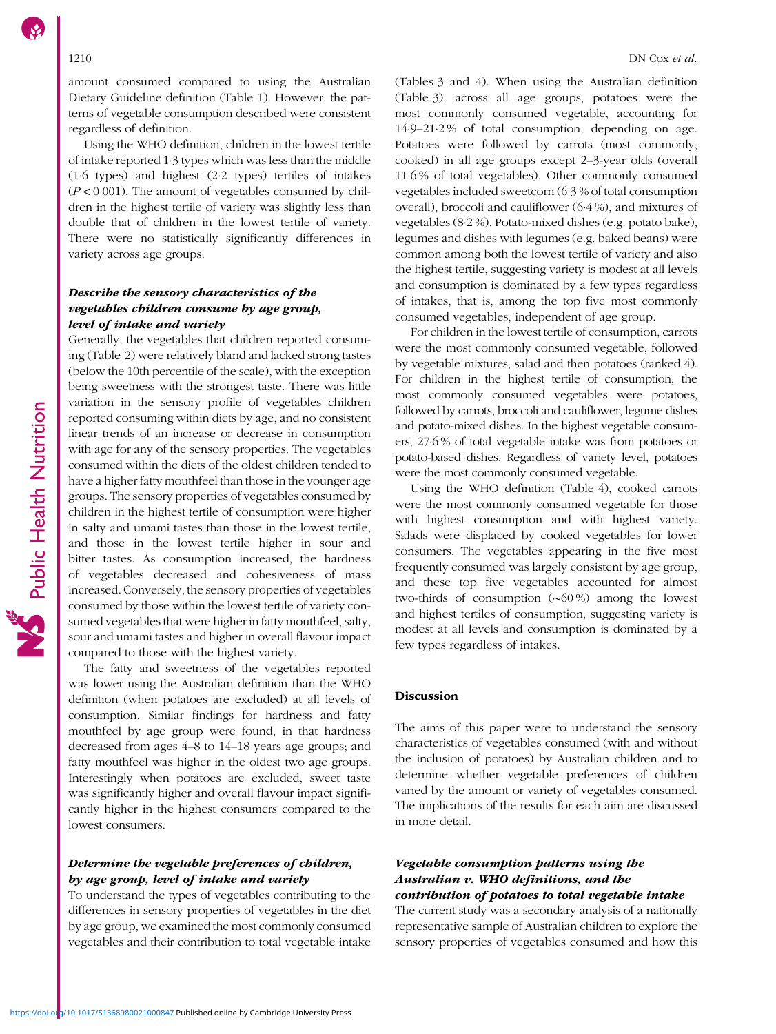amount consumed compared to using the Australian Dietary Guideline definition (Table 1). However, the patterns of vegetable consumption described were consistent regardless of definition.

Using the WHO definition, children in the lowest tertile of intake reported 1·3 types which was less than the middle (1·6 types) and highest (2·2 types) tertiles of intakes ($P < 0{\cdot}001$). The amount of vegetables consumed by children in the highest tertile of variety was slightly less than double that of children in the lowest tertile of variety. There were no statistically significantly differences in variety across age groups.

### *Describe the sensory characteristics of the vegetables children consume by age group, level of intake and variety*

Generally, the vegetables that children reported consuming (Table 2) were relatively bland and lacked strong tastes (below the 10th percentile of the scale), with the exception being sweetness with the strongest taste. There was little variation in the sensory profile of vegetables children reported consuming within diets by age, and no consistent linear trends of an increase or decrease in consumption with age for any of the sensory properties. The vegetables consumed within the diets of the oldest children tended to have a higher fatty mouthfeel than those in the younger age groups. The sensory properties of vegetables consumed by children in the highest tertile of consumption were higher in salty and umami tastes than those in the lowest tertile, and those in the lowest tertile higher in sour and bitter tastes. As consumption increased, the hardness of vegetables decreased and cohesiveness of mass increased. Conversely, the sensory properties of vegetables consumed by those within the lowest tertile of variety consumed vegetables that were higher in fatty mouthfeel, salty, sour and umami tastes and higher in overall flavour impact compared to those with the highest variety.

The fatty and sweetness of the vegetables reported was lower using the Australian definition than the WHO definition (when potatoes are excluded) at all levels of consumption. Similar findings for hardness and fatty mouthfeel by age group were found, in that hardness decreased from ages 4–8 to 14–18 years age groups; and fatty mouthfeel was higher in the oldest two age groups. Interestingly when potatoes are excluded, sweet taste was significantly higher and overall flavour impact significantly higher in the highest consumers compared to the lowest consumers.

### *Determine the vegetable preferences of children, by age group, level of intake and variety*

To understand the types of vegetables contributing to the differences in sensory properties of vegetables in the diet by age group, we examined the most commonly consumed vegetables and their contribution to total vegetable intake (Tables 3 and 4). When using the Australian definition (Table 3), across all age groups, potatoes were the most commonly consumed vegetable, accounting for 14·9–21·2 % of total consumption, depending on age. Potatoes were followed by carrots (most commonly, cooked) in all age groups except 2–3-year olds (overall 11·6 % of total vegetables). Other commonly consumed vegetables included sweetcorn (6·3 % of total consumption overall), broccoli and cauliflower (6·4 %), and mixtures of vegetables (8·2 %). Potato-mixed dishes (e.g. potato bake), legumes and dishes with legumes (e.g. baked beans) were common among both the lowest tertile of variety and also the highest tertile, suggesting variety is modest at all levels and consumption is dominated by a few types regardless of intakes, that is, among the top five most commonly consumed vegetables, independent of age group.

For children in the lowest tertile of consumption, carrots were the most commonly consumed vegetable, followed by vegetable mixtures, salad and then potatoes (ranked 4). For children in the highest tertile of consumption, the most commonly consumed vegetables were potatoes, followed by carrots, broccoli and cauliflower, legume dishes and potato-mixed dishes. In the highest vegetable consumers, 27·6 % of total vegetable intake was from potatoes or potato-based dishes. Regardless of variety level, potatoes were the most commonly consumed vegetable.

Using the WHO definition (Table 4), cooked carrots were the most commonly consumed vegetable for those with highest consumption and with highest variety. Salads were displaced by cooked vegetables for lower consumers. The vegetables appearing in the five most frequently consumed was largely consistent by age group, and these top five vegetables accounted for almost two-thirds of consumption (~60 %) among the lowest and highest tertiles of consumption, suggesting variety is modest at all levels and consumption is dominated by a few types regardless of intakes.

## Discussion

The aims of this paper were to understand the sensory characteristics of vegetables consumed (with and without the inclusion of potatoes) by Australian children and to determine whether vegetable preferences of children varied by the amount or variety of vegetables consumed. The implications of the results for each aim are discussed in more detail.

### *Vegetable consumption patterns using the Australian v. WHO definitions, and the contribution of potatoes to total vegetable intake*

The current study was a secondary analysis of a nationally representative sample of Australian children to explore the sensory properties of vegetables consumed and how this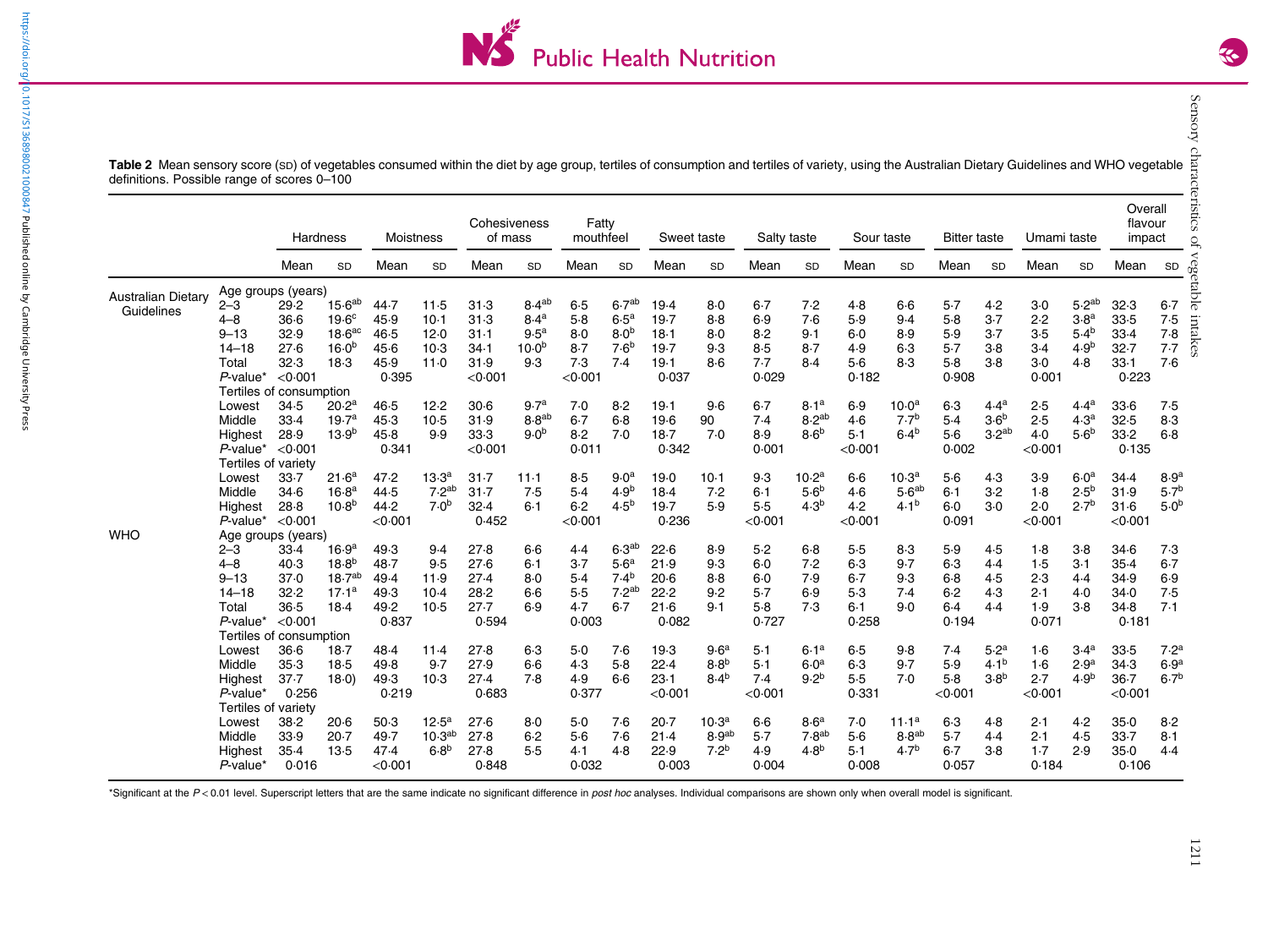**Table 2** Mean sensory score (SD) of vegetables consumed within the diet by age group, tertiles of consumption and tertiles of variety, using the Australian Dietary Guidelines and WHO vegetable definitions. Possible range of scores 0–100

| | | Hardness | | Moistness | | Cohesiveness of mass | | Fatty mouthfeel | | Sweet taste | | Salty taste | | Sour taste | | Bitter taste | | Umami taste | | Overall flavour impact | |
|---|---|---|---|---|---|---|---|---|---|---|---|---|---|---|---|---|---|---|---|---|---|
| | | Mean | SD | Mean | SD | Mean | SD | Mean | SD | Mean | SD | Mean | SD | Mean | SD | Mean | SD | Mean | SD | Mean | SD |
| Australian Dietary Guidelines | Age groups (years) | | | | | | | | | | | | | | | | | | | | |
| | 2–3 | 29·2 | 15·6[ab] | 44·7 | 11·5 | 31·3 | 8·4[ab] | 6·5 | 6·7[ab] | 19·4 | 8·0 | 6·7 | 7·2 | 4·8 | 6·6 | 5·7 | 4·2 | 3·0 | 5·2[ab] | 32·3 | 6·7 |
| | 4–8 | 36·6 | 19·6[c] | 45·9 | 10·1 | 31·3 | 8·4[a] | 5·8 | 6·5[a] | 19·7 | 8·8 | 6·9 | 7·6 | 5·9 | 9·4 | 5·8 | 3·7 | 2·2 | 3·8[a] | 33·5 | 7·5 |
| | 9–13 | 32·9 | 18·6[ac] | 46·5 | 12·0 | 31·1 | 9·5[a] | 8·0 | 8·0[b] | 18·1 | 8·0 | 8·2 | 9·1 | 6·0 | 8·9 | 5·9 | 3·7 | 3·5 | 5·4[b] | 33·4 | 7·8 |
| | 14–18 | 27·6 | 16·0[b] | 45·6 | 10·3 | 34·1 | 10·0[b] | 8·7 | 7·6[b] | 19·7 | 9·3 | 8·5 | 8·7 | 4·9 | 6·3 | 5·7 | 3·8 | 3·4 | 4·9[b] | 32·7 | 7·7 |
| | Total | 32·3 | 18·3 | 45·9 | 11·0 | 31·9 | 9·3 | 7·3 | 7·4 | 19·1 | 8·6 | 7·7 | 8·4 | 5·6 | 8·3 | 5·8 | 3·8 | 3·0 | 4·8 | 33·1 | 7·6 |
| | *P*-value* | <0·001 | | 0·395 | | <0·001 | | <0·001 | | 0·037 | | 0·029 | | 0·182 | | 0·908 | | 0·001 | | 0·223 | |
| | Tertiles of consumption | | | | | | | | | | | | | | | | | | | | |
| | Lowest | 34·5 | 20·2[a] | 46·5 | 12·2 | 30·6 | 9·7[a] | 7·0 | 8·2 | 19·1 | 9·6 | 6·7 | 8·1[a] | 6·9 | 10·0[a] | 6·3 | 4·4[a] | 2·5 | 4·4[a] | 33·6 | 7·5 |
| | Middle | 33·4 | 19·7[a] | 45·3 | 10·5 | 31·9 | 8·8[ab] | 6·7 | 6·8 | 19·6 | 90 | 7·4 | 8·2[ab] | 4·6 | 7·7[b] | 5·4 | 3·6[b] | 2·5 | 4·3[a] | 32·5 | 8·3 |
| | Highest | 28·9 | 13·9[b] | 45·8 | 9·9 | 33·3 | 9·0[b] | 8·2 | 7·0 | 18·7 | 7·0 | 8·9 | 8·6[b] | 5·1 | 6·4[b] | 5·6 | 3·2[ab] | 4·0 | 5·6[b] | 33·2 | 6·8 |
| | *P*-value* | <0·001 | | 0·341 | | <0·001 | | 0·011 | | 0·342 | | 0·001 | | <0·001 | | 0·002 | | <0·001 | | 0·135 | |
| | Tertiles of variety | | | | | | | | | | | | | | | | | | | | |
| | Lowest | 33·7 | 21·6[a] | 47·2 | 13·3[a] | 31·7 | 11·1 | 8·5 | 9·0[a] | 19·0 | 10·1 | 9·3 | 10·2[a] | 6·6 | 10·3[a] | 5·6 | 4·3 | 3·9 | 6·0[a] | 34·4 | 8·9[a] |
| | Middle | 34·6 | 16·8[a] | 44·5 | 7·2[ab] | 31·7 | 7·5 | 5·4 | 4·9[b] | 18·4 | 7·2 | 6·1 | 5·6[b] | 4·6 | 5·6[ab] | 6·1 | 3·2 | 1·8 | 2·5[b] | 31·9 | 5·7[b] |
| | Highest | 28·8 | 10·8[b] | 44·2 | 7·0[b] | 32·4 | 6·1 | 6·2 | 4·5[b] | 19·7 | 5·9 | 5·5 | 4·3[b] | 4·2 | 4·1[b] | 6·0 | 3·0 | 2·0 | 2·7[b] | 31·6 | 5·0[b] |
| | *P*-value* | <0·001 | | <0·001 | | 0·452 | | <0·001 | | 0·236 | | <0·001 | | <0·001 | | 0·091 | | <0·001 | | <0·001 | |
| WHO | Age groups (years) | | | | | | | | | | | | | | | | | | | | |
| | 2–3 | 33·4 | 16·9[a] | 49·3 | 9·4 | 27·8 | 6·6 | 4·4 | 6·3[ab] | 22·6 | 8·9 | 5·2 | 6·8 | 5·5 | 8·3 | 5·9 | 4·5 | 1·8 | 3·8 | 34·6 | 7·3 |
| | 4–8 | 40·3 | 18·8[b] | 48·7 | 9·5 | 27·6 | 6·1 | 3·7 | 5·6[a] | 21·9 | 9·3 | 6·0 | 7·2 | 6·3 | 9·7 | 6·3 | 4·4 | 1·5 | 3·1 | 35·4 | 6·7 |
| | 9–13 | 37·0 | 18·7[ab] | 49·4 | 11·9 | 27·4 | 8·0 | 5·4 | 7·4[b] | 20·6 | 8·8 | 6·0 | 7·9 | 6·7 | 9·3 | 6·8 | 4·5 | 2·3 | 4·4 | 34·9 | 6·9 |
| | 14–18 | 32·2 | 17·1[a] | 49·3 | 10·4 | 28·2 | 6·6 | 5·5 | 7·2[ab] | 22·2 | 9·2 | 5·7 | 6·9 | 5·3 | 7·4 | 6·2 | 4·3 | 2·1 | 4·0 | 34·0 | 7·5 |
| | Total | 36·5 | 18·4 | 49·2 | 10·5 | 27·7 | 6·9 | 4·7 | 6·7 | 21·6 | 9·1 | 5·8 | 7·3 | 6·1 | 9·0 | 6·4 | 4·4 | 1·9 | 3·8 | 34·8 | 7·1 |
| | *P*-value* | <0·001 | | 0·837 | | 0·594 | | 0·003 | | 0·082 | | 0·727 | | 0·258 | | 0·194 | | 0·071 | | 0·181 | |
| | Tertiles of consumption | | | | | | | | | | | | | | | | | | | | |
| | Lowest | 36·6 | 18·7 | 48·4 | 11·4 | 27·8 | 6·3 | 5·0 | 7·6 | 19·3 | 9·6[a] | 5·1 | 6·1[a] | 6·5 | 9·8 | 7·4 | 5·2[a] | 1·6 | 3·4[a] | 33·5 | 7·2[a] |
| | Middle | 35·3 | 18·5 | 49·8 | 9·7 | 27·9 | 6·6 | 4·3 | 5·8 | 22·4 | 8·8[b] | 5·1 | 6·0[a] | 6·3 | 9·7 | 5·9 | 4·1[b] | 1·6 | 2·9[a] | 34·3 | 6·9[a] |
| | Highest | 37·7 | 18·0) | 49·3 | 10·3 | 27·4 | 7·8 | 4·9 | 6·6 | 23·1 | 8·4[b] | 7·4 | 9·2[b] | 5·5 | 7·0 | 5·8 | 3·8[b] | 2·7 | 4·9[b] | 36·7 | 6·7[b] |
| | *P*-value* | 0·256 | | 0·219 | | 0·683 | | 0·377 | | <0·001 | | <0·001 | | 0·331 | | <0·001 | | <0·001 | | <0·001 | |
| | Tertiles of variety | | | | | | | | | | | | | | | | | | | | |
| | Lowest | 38·2 | 20·6 | 50·3 | 12·5[a] | 27·6 | 8·0 | 5·0 | 7·6 | 20·7 | 10·3[a] | 6·6 | 8·6[a] | 7·0 | 11·1[a] | 6·3 | 4·8 | 2·1 | 4·2 | 35·0 | 8·2 |
| | Middle | 33·9 | 20·7 | 49·7 | 10·3[ab] | 27·8 | 6·2 | 5·6 | 7·6 | 21·4 | 8·9[ab] | 5·7 | 7·8[ab] | 5·6 | 8·8[ab] | 5·7 | 4·4 | 2·1 | 4·5 | 33·7 | 8·1 |
| | Highest | 35·4 | 13·5 | 47·4 | 6·8[b] | 27·8 | 5·5 | 4·1 | 4·8 | 22·9 | 7·2[b] | 4·9 | 4·8[b] | 5·1 | 4·7[b] | 6·7 | 3·8 | 1·7 | 2·9 | 35·0 | 4·4 |
| | *P*-value* | 0·016 | | <0·001 | | 0·848 | | 0·032 | | 0·003 | | 0·004 | | 0·008 | | 0·057 | | 0·184 | | 0·106 | |

*Significant at the $P < 0.01$ level. Superscript letters that are the same indicate no significant difference in *post hoc* analyses. Individual comparisons are shown only when overall model is significant.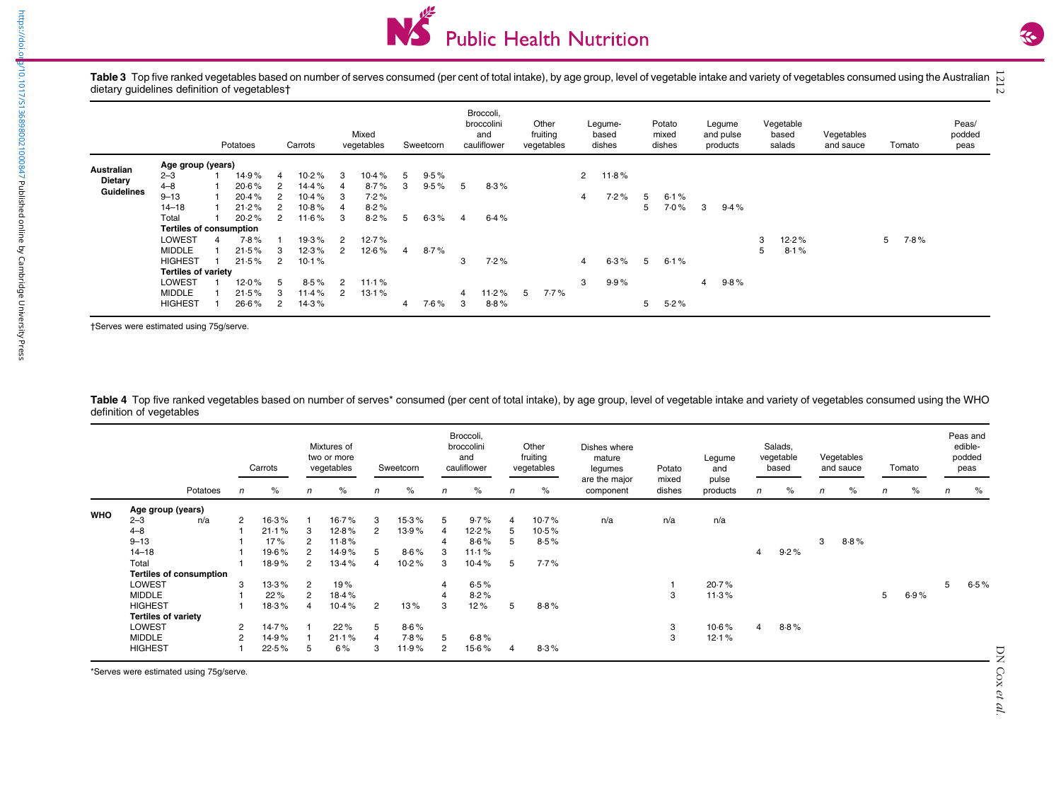**Table 3** Top five ranked vegetables based on number of serves consumed (per cent of total intake), by age group, level of vegetable intake and variety of vegetables consumed using the Australian dietary guidelines definition of vegetables†

| | | Potatoes | | Carrots | | Mixed vegetables | | Sweetcorn | | Broccoli, broccolini and cauliflower | | Other fruiting vegetables | | Legume-based dishes | | Potato mixed dishes | | Legume and pulse products | | Vegetable based salads | | Vegetables and sauce | | Tomato | | Peas/ podded peas | |
|---|---|---|---|---|---|---|---|---|---|---|---|---|---|---|---|---|---|---|---|---|---|---|---|---|---|---|---|
| Australian Dietary Guidelines | **Age group (years)** | | | | | | | | | | | | | | | | | | | | | | | | | | |
| | 2–3 | 1 | 14·9 % | 4 | 10·2 % | 3 | 10·4 % | 5 | 9·5 % | | | | | 2 | 11·8 % | | | | | | | | | | | | |
| | 4–8 | 1 | 20·6 % | 2 | 14·4 % | 4 | 8·7 % | 3 | 9·5 % | 5 | 8·3 % | | | | | | | | | | | | | | | | |
| | 9–13 | 1 | 20·4 % | 2 | 10·4 % | 3 | 7·2 % | | | | | | | 4 | 7·2 % | 5 | 6·1 % | | | | | | | | | | |
| | 14–18 | 1 | 21·2 % | 2 | 10·8 % | 4 | 8·2 % | | | | | | | | | 5 | 7·0 % | 3 | 9·4 % | | | | | | | | |
| | Total | 1 | 20·2 % | 2 | 11·6 % | 3 | 8·2 % | 5 | 6·3 % | 4 | 6·4 % | | | | | | | | | | | | | | | | |
| | **Tertiles of consumption** | | | | | | | | | | | | | | | | | | | | | | | | | | |
| | LOWEST | 4 | 7·8 % | 1 | 19·3 % | 2 | 12·7 % | | | | | | | | | | | | | 3 | 12·2 % | | | 5 | 7·8 % | | |
| | MIDDLE | 1 | 21·5 % | 3 | 12·3 % | 2 | 12·6 % | 4 | 8·7 % | | | | | | | | | | | 5 | 8·1 % | | | | | | |
| | HIGHEST | 1 | 21·5 % | 2 | 10·1 % | | | | | 3 | 7·2 % | | | 4 | 6·3 % | 5 | 6·1 % | | | | | | | | | | |
| | **Tertiles of variety** | | | | | | | | | | | | | | | | | | | | | | | | | | |
| | LOWEST | 1 | 12·0 % | 5 | 8·5 % | 2 | 11·1 % | | | | | | | 3 | 9·9 % | | | 4 | 9·8 % | | | | | | | | |
| | MIDDLE | 1 | 21·5 % | 3 | 11·4 % | 2 | 13·1 % | | | 4 | 11·2 % | 5 | 7·7 % | | | | | | | | | | | | | | |
| | HIGHEST | 1 | 26·6 % | 2 | 14·3 % | | | 4 | 7·6 % | 3 | 8·8 % | | | | | 5 | 5·2 % | | | | | | | | | | |

†Serves were estimated using 75g/serve.

**Table 4** Top five ranked vegetables based on number of serves* consumed (per cent of total intake), by age group, level of vegetable intake and variety of vegetables consumed using the WHO definition of vegetables

| | | Potatoes | Carrots | | Mixtures of two or more vegetables | | Sweetcorn | | Broccoli, broccolini and cauliflower | | Other fruiting vegetables | | Dishes where mature legumes are the major component | Potato mixed dishes | Legume and pulse products | Salads, vegetable based | | Vegetables and sauce | | Tomato | | Peas and edible-podded peas | |
|---|---|---|---|---|---|---|---|---|---|---|---|---|---|---|---|---|---|---|---|---|---|---|---|
| | | | *n* | % | *n* | % | *n* | % | *n* | % | *n* | % | | | | *n* | % | *n* | % | *n* | % | *n* | % |
| WHO | **Age group (years)** | | | | | | | | | | | | | | | | | | | | | | |
| | 2–3 | n/a | 2 | 16·3 % | 1 | 16·7 % | 3 | 15·3 % | 5 | 9·7 % | 4 | 10·7 % | n/a | n/a | n/a | | | | | | | | |
| | 4–8 | | 1 | 21·1 % | 3 | 12·8 % | 2 | 13·9 % | 4 | 12·2 % | 5 | 10·5 % | | | | | | | | | | | |
| | 9–13 | | 1 | 17 % | 2 | 11·8 % | | | 4 | 8·6 % | 5 | 8·5 % | | | | | | 3 | 8·8 % | | | | |
| | 14–18 | | 1 | 19·6 % | 2 | 14·9 % | 5 | 8·6 % | 3 | 11·1 % | | | | | | 4 | 9·2 % | | | | | | |
| | Total | | 1 | 18·9 % | 2 | 13·4 % | 4 | 10·2 % | 3 | 10·4 % | 5 | 7·7 % | | | | | | | | | | | |
| | **Tertiles of consumption** | | | | | | | | | | | | | | | | | | | | | | |
| | LOWEST | | 3 | 13·3 % | 2 | 19 % | | | 4 | 6·5 % | | | | 1 | 20·7 % | | | | | | | 5 | 6·5 % |
| | MIDDLE | | 1 | 22 % | 2 | 18·4 % | | | 4 | 8·2 % | | | | 3 | 11·3 % | | | | | 5 | 6·9 % | | |
| | HIGHEST | | 1 | 18·3 % | 4 | 10·4 % | 2 | 13 % | 3 | 12 % | 5 | 8·8 % | | | | | | | | | | | |
| | **Tertiles of variety** | | | | | | | | | | | | | | | | | | | | | | |
| | LOWEST | | 2 | 14·7 % | 1 | 22 % | 5 | 8·6 % | | | | | | 3 | 10·6 % | 4 | 8·8 % | | | | | | |
| | MIDDLE | | 2 | 14·9 % | 1 | 21·1 % | 4 | 7·8 % | 5 | 6·8 % | | | | 3 | 12·1 % | | | | | | | | |
| | HIGHEST | | 1 | 22·5 % | 5 | 6 % | 3 | 11·9 % | 2 | 15·6 % | 4 | 8·3 % | | | | | | | | | | | |

*Serves were estimated using 75g/serve.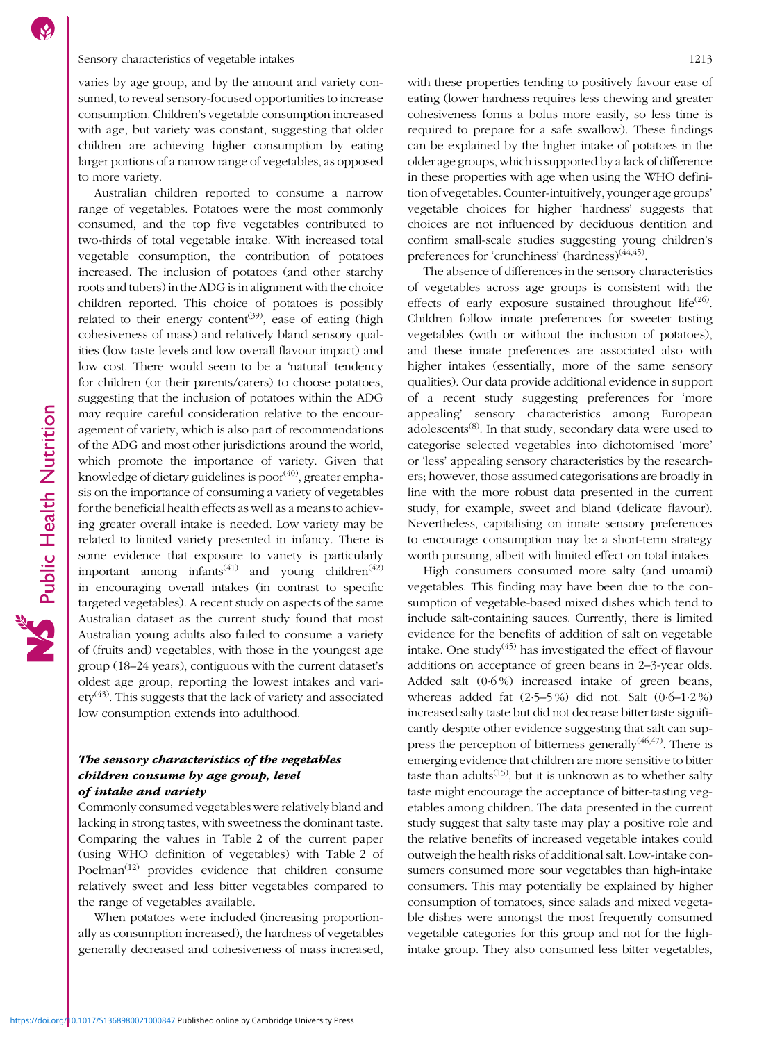varies by age group, and by the amount and variety consumed, to reveal sensory-focused opportunities to increase consumption. Children's vegetable consumption increased with age, but variety was constant, suggesting that older children are achieving higher consumption by eating larger portions of a narrow range of vegetables, as opposed to more variety.

Australian children reported to consume a narrow range of vegetables. Potatoes were the most commonly consumed, and the top five vegetables contributed to two-thirds of total vegetable intake. With increased total vegetable consumption, the contribution of potatoes increased. The inclusion of potatoes (and other starchy roots and tubers) in the ADG is in alignment with the choice children reported. This choice of potatoes is possibly related to their energy content[39], ease of eating (high cohesiveness of mass) and relatively bland sensory qualities (low taste levels and low overall flavour impact) and low cost. There would seem to be a 'natural' tendency for children (or their parents/carers) to choose potatoes, suggesting that the inclusion of potatoes within the ADG may require careful consideration relative to the encouragement of variety, which is also part of recommendations of the ADG and most other jurisdictions around the world, which promote the importance of variety. Given that knowledge of dietary guidelines is poor[40], greater emphasis on the importance of consuming a variety of vegetables for the beneficial health effects as well as a means to achieving greater overall intake is needed. Low variety may be related to limited variety presented in infancy. There is some evidence that exposure to variety is particularly important among infants[41] and young children[42] in encouraging overall intakes (in contrast to specific targeted vegetables). A recent study on aspects of the same Australian dataset as the current study found that most Australian young adults also failed to consume a variety of (fruits and) vegetables, with those in the youngest age group (18–24 years), contiguous with the current dataset's oldest age group, reporting the lowest intakes and variety[43]. This suggests that the lack of variety and associated low consumption extends into adulthood.

### *The sensory characteristics of the vegetables children consume by age group, level of intake and variety*

Commonly consumed vegetables were relatively bland and lacking in strong tastes, with sweetness the dominant taste. Comparing the values in Table 2 of the current paper (using WHO definition of vegetables) with Table 2 of Poelman[12] provides evidence that children consume relatively sweet and less bitter vegetables compared to the range of vegetables available.

When potatoes were included (increasing proportionally as consumption increased), the hardness of vegetables generally decreased and cohesiveness of mass increased, with these properties tending to positively favour ease of eating (lower hardness requires less chewing and greater cohesiveness forms a bolus more easily, so less time is required to prepare for a safe swallow). These findings can be explained by the higher intake of potatoes in the older age groups, which is supported by a lack of difference in these properties with age when using the WHO definition of vegetables. Counter-intuitively, younger age groups' vegetable choices for higher 'hardness' suggests that choices are not influenced by deciduous dentition and confirm small-scale studies suggesting young children's preferences for 'crunchiness' (hardness)[44,45].

The absence of differences in the sensory characteristics of vegetables across age groups is consistent with the effects of early exposure sustained throughout life[26]. Children follow innate preferences for sweeter tasting vegetables (with or without the inclusion of potatoes), and these innate preferences are associated also with higher intakes (essentially, more of the same sensory qualities). Our data provide additional evidence in support of a recent study suggesting preferences for 'more appealing' sensory characteristics among European adolescents[8]. In that study, secondary data were used to categorise selected vegetables into dichotomised 'more' or 'less' appealing sensory characteristics by the researchers; however, those assumed categorisations are broadly in line with the more robust data presented in the current study, for example, sweet and bland (delicate flavour). Nevertheless, capitalising on innate sensory preferences to encourage consumption may be a short-term strategy worth pursuing, albeit with limited effect on total intakes.

High consumers consumed more salty (and umami) vegetables. This finding may have been due to the consumption of vegetable-based mixed dishes which tend to include salt-containing sauces. Currently, there is limited evidence for the benefits of addition of salt on vegetable intake. One study[45] has investigated the effect of flavour additions on acceptance of green beans in 2–3-year olds. Added salt (0·6 %) increased intake of green beans, whereas added fat (2·5–5 %) did not. Salt (0·6–1·2 %) increased salty taste but did not decrease bitter taste significantly despite other evidence suggesting that salt can suppress the perception of bitterness generally[46,47]. There is emerging evidence that children are more sensitive to bitter taste than adults[15], but it is unknown as to whether salty taste might encourage the acceptance of bitter-tasting vegetables among children. The data presented in the current study suggest that salty taste may play a positive role and the relative benefits of increased vegetable intakes could outweigh the health risks of additional salt. Low-intake consumers consumed more sour vegetables than high-intake consumers. This may potentially be explained by higher consumption of tomatoes, since salads and mixed vegetable dishes were amongst the most frequently consumed vegetable categories for this group and not for the high-intake group. They also consumed less bitter vegetables,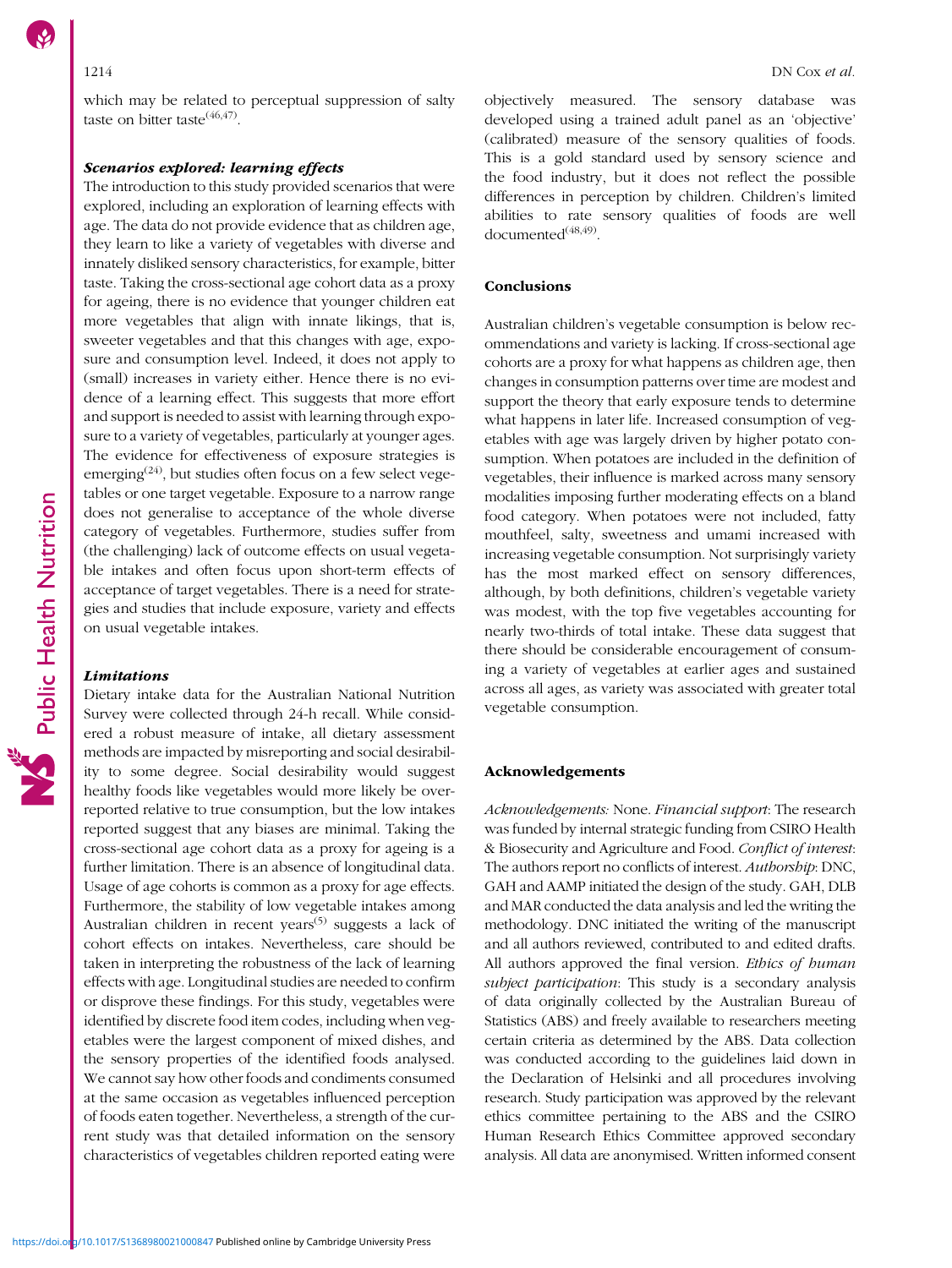which may be related to perceptual suppression of salty taste on bitter taste[46,47].

### *Scenarios explored: learning effects*

The introduction to this study provided scenarios that were explored, including an exploration of learning effects with age. The data do not provide evidence that as children age, they learn to like a variety of vegetables with diverse and innately disliked sensory characteristics, for example, bitter taste. Taking the cross-sectional age cohort data as a proxy for ageing, there is no evidence that younger children eat more vegetables that align with innate likings, that is, sweeter vegetables and that this changes with age, exposure and consumption level. Indeed, it does not apply to (small) increases in variety either. Hence there is no evidence of a learning effect. This suggests that more effort and support is needed to assist with learning through exposure to a variety of vegetables, particularly at younger ages. The evidence for effectiveness of exposure strategies is emerging[24], but studies often focus on a few select vegetables or one target vegetable. Exposure to a narrow range does not generalise to acceptance of the whole diverse category of vegetables. Furthermore, studies suffer from (the challenging) lack of outcome effects on usual vegetable intakes and often focus upon short-term effects of acceptance of target vegetables. There is a need for strategies and studies that include exposure, variety and effects on usual vegetable intakes.

### *Limitations*

Dietary intake data for the Australian National Nutrition Survey were collected through 24-h recall. While considered a robust measure of intake, all dietary assessment methods are impacted by misreporting and social desirability to some degree. Social desirability would suggest healthy foods like vegetables would more likely be over-reported relative to true consumption, but the low intakes reported suggest that any biases are minimal. Taking the cross-sectional age cohort data as a proxy for ageing is a further limitation. There is an absence of longitudinal data. Usage of age cohorts is common as a proxy for age effects. Furthermore, the stability of low vegetable intakes among Australian children in recent years[5] suggests a lack of cohort effects on intakes. Nevertheless, care should be taken in interpreting the robustness of the lack of learning effects with age. Longitudinal studies are needed to confirm or disprove these findings. For this study, vegetables were identified by discrete food item codes, including when vegetables were the largest component of mixed dishes, and the sensory properties of the identified foods analysed. We cannot say how other foods and condiments consumed at the same occasion as vegetables influenced perception of foods eaten together. Nevertheless, a strength of the current study was that detailed information on the sensory characteristics of vegetables children reported eating were objectively measured. The sensory database was developed using a trained adult panel as an 'objective' (calibrated) measure of the sensory qualities of foods. This is a gold standard used by sensory science and the food industry, but it does not reflect the possible differences in perception by children. Children's limited abilities to rate sensory qualities of foods are well documented[48,49].

## Conclusions

Australian children's vegetable consumption is below recommendations and variety is lacking. If cross-sectional age cohorts are a proxy for what happens as children age, then changes in consumption patterns over time are modest and support the theory that early exposure tends to determine what happens in later life. Increased consumption of vegetables with age was largely driven by higher potato consumption. When potatoes are included in the definition of vegetables, their influence is marked across many sensory modalities imposing further moderating effects on a bland food category. When potatoes were not included, fatty mouthfeel, salty, sweetness and umami increased with increasing vegetable consumption. Not surprisingly variety has the most marked effect on sensory differences, although, by both definitions, children's vegetable variety was modest, with the top five vegetables accounting for nearly two-thirds of total intake. These data suggest that there should be considerable encouragement of consuming a variety of vegetables at earlier ages and sustained across all ages, as variety was associated with greater total vegetable consumption.

## Acknowledgements

*Acknowledgements*: None. *Financial support*: The research was funded by internal strategic funding from CSIRO Health & Biosecurity and Agriculture and Food. *Conflict of interest*: The authors report no conflicts of interest. *Authorship*: DNC, GAH and AAMP initiated the design of the study. GAH, DLB and MAR conducted the data analysis and led the writing the methodology. DNC initiated the writing of the manuscript and all authors reviewed, contributed to and edited drafts. All authors approved the final version. *Ethics of human subject participation*: This study is a secondary analysis of data originally collected by the Australian Bureau of Statistics (ABS) and freely available to researchers meeting certain criteria as determined by the ABS. Data collection was conducted according to the guidelines laid down in the Declaration of Helsinki and all procedures involving research. Study participation was approved by the relevant ethics committee pertaining to the ABS and the CSIRO Human Research Ethics Committee approved secondary analysis. All data are anonymised. Written informed consent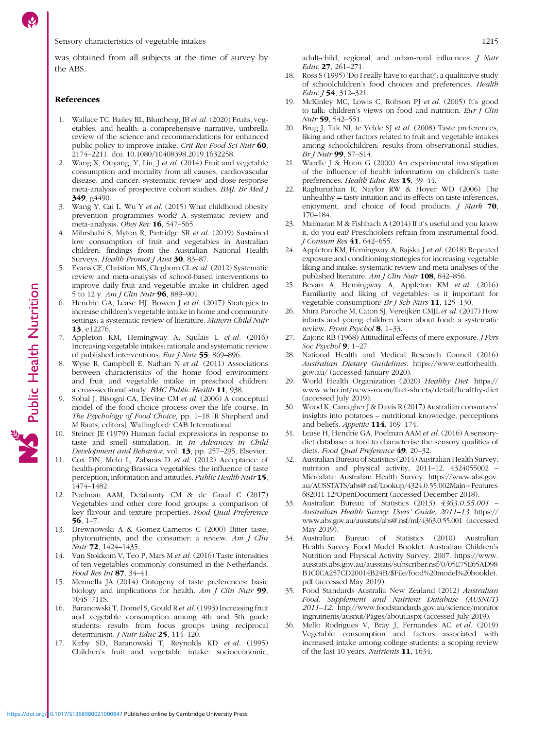was obtained from all subjects at the time of survey by the ABS.

## References

1. Wallace TC, Bailey RL, Blumberg, JB *et al.* (2020) Fruits, vegetables, and health: a comprehensive narrative, umbrella review of the science and recommendations for enhanced public policy to improve intake. *Crit Rev Food Sci Nutr* **60**, 2174–2211. doi: 10.1080/10408398.2019.1632258.
2. Wang X, Ouyang, Y, Liu, J *et al.* (2014) Fruit and vegetable consumption and mortality from all causes, cardiovascular disease, and cancer: systematic review and dose-response meta-analysis of prospective cohort studies. *BMJ: Br Med J* **349**, g4490.
3. Wang Y, Cai L, Wu Y *et al.* (2015) What childhood obesity prevention programmes work? A systematic review and meta-analysis. *Obes Rev* **16**, 547–565.
4. Mihrshahi S, Myton R, Partridge SR *et al.* (2019) Sustained low consumption of fruit and vegetables in Australian children: findings from the Australian National Health Surveys. *Health Promot J Aust* **30**, 83–87.
5. Evans CE, Christian MS, Cleghorn CL *et al.* (2012) Systematic review and meta-analysis of school-based interventions to improve daily fruit and vegetable intake in children aged 5 to 12 y. *Am J Clin Nutr* **96**, 889–901.
6. Hendrie GA, Lease HJ, Bowen J *et al.* (2017) Strategies to increase children's vegetable intake in home and community settings: a systematic review of literature. *Matern Child Nutr* **13**, e12276.
7. Appleton KM, Hemingway A, Saulais L *et al.* (2016) Increasing vegetable intakes: rationale and systematic review of published interventions. *Eur J Nutr* **55**, 869–896.
8. Wyse R, Campbell E, Nathan N *et al.* (2011) Associations between characteristics of the home food environment and fruit and vegetable intake in preschool children: a cross-sectional study. *BMC Public Health* **11**, 938.
9. Sobal J, Bisogni CA, Devine CM *et al.* (2006) A conceptual model of the food choice process over the life course. In *The Psychology of Food Choice*, pp. 1–18 [R Shepherd and M Raats, editors]. Wallingford: CAB International.
10. Steiner JE (1979) Human facial expressions in response to taste and smell stimulation. In *In Advances in Child Development and Behavior*, vol. **13**, pp. 257–295. Elsevier.
11. Cox DN, Melo L, Zabaras D *et al.* (2012) Acceptance of health-promoting Brassica vegetables: the influence of taste perception, information and attitudes. *Public Health Nutr* **15**, 1474–1482.
12. Poelman AAM, Delahunty CM & de Graaf C (2017) Vegetables and other core food groups: a comparison of key flavour and texture properties. *Food Qual Preference* **56**, 1–7.
13. Drewnowski A & Gomez-Carneros C (2000) Bitter taste, phytonutrients, and the consumer: a review. *Am J Clin Nutr* **72**, 1424–1435.
14. Van Stokkom V, Teo P, Mars M *et al.* (2016) Taste intensities of ten vegetables commonly consumed in the Netherlands. *Food Res Int* **87**, 34–41.
15. Mennella JA (2014) Ontogeny of taste preferences: basic biology and implications for health. *Am J Clin Nutr* **99**, 704S–711S.
16. Baranowski T, Domel S, Gould R *et al.* (1993) Increasing fruit and vegetable consumption among 4th and 5th grade students: results from focus groups using reciprocal determinism. *J Nutr Educ* **25**, 114–120.
17. Kirby SD, Baranowski T, Reynolds KD *et al.* (1995) Children's fruit and vegetable intake: socioeconomic, adult-child, regional, and urban-rural influences. *J Nutr Educ* **27**, 261–271.
18. Ross S (1995) 'Do I really have to eat that?': a qualitative study of schoolchildren's food choices and preferences. *Health Educ J* **54**, 312–321.
19. McKinley MC, Lowis C, Robson PJ *et al.* (2005) It's good to talk: children's views on food and nutrition. *Eur J Clin Nutr* **59**, 542–551.
20. Brug J, Tak NI, te Velde SJ *et al.* (2008) Taste preferences, liking and other factors related to fruit and vegetable intakes among schoolchildren: results from observational studies. *Br J Nutr* **99**, S7–S14.
21. Wardle J & Huon G (2000) An experimental investigation of the influence of health information on children's taste preferences. *Health Educ Res* **15**, 39–44.
22. Raghunathan R, Naylor RW & Hoyer WD (2006) The unhealthy = tasty intuition and its effects on taste inferences, enjoyment, and choice of food products. *J Mark* **70**, 170–184.
23. Maimaran M & Fishbach A (2014) If it's useful and you know it, do you eat? Preschoolers refrain from instrumental food. *J Consum Res* **41**, 642–655.
24. Appleton KM, Hemingway A, Rajska J *et al.* (2018) Repeated exposure and conditioning strategies for increasing vegetable liking and intake: systematic review and meta-analyses of the published literature. *Am J Clin Nutr* **108**, 842–856.
25. Bevan A, Hemingway A, Appleton KM *et al.* (2016) Familiarity and liking of vegetables: is it important for vegetable consumption? *Br J Sch Nurs* **11**, 125–130.
26. Mura Paroche M, Caton SJ, Vereijken CMJL *et al.* (2017) How infants and young children learn about food: a systematic review. *Front Psychol* **8**, 1–33.
27. Zajonc RB (1968) Attitudinal effects of mere exposure. *J Pers Soc Psychol* **9**, 1–27.
28. National Health and Medical Research Council (2016) *Australian Dietary Guidelines*. https://www.eatforhealth.gov.au/ (accessed January 2020).
29. World Health Organization (2020) *Healthy Diet*. https://www.who.int/news-room/fact-sheets/detail/healthy-diet (accessed July 2019).
30. Wood K, Carragher J & Davis R (2017) Australian consumers' insights into potatoes – nutritional knowledge, perceptions and beliefs. *Appetite* **114**, 169–174.
31. Lease H, Hendrie GA, Poelman AAM *et al.* (2016) A sensory-diet database: a tool to characterise the sensory qualities of diets. *Food Qual Preference* **49**, 20–32.
32. Australian Bureau of Statistics (2014) Australian Health Survey: nutrition and physical activity, 2011–12. 4324055002 – Microdata: Australian Health Survey. https://www.abs.gov.au/AUSSTATS/abs@.nsf/Lookup/4324.0.55.002Main+Features682011-12?OpenDocument (accessed December 2018).
33. Australian Bureau of Statistics (2013) *4363.0.55.001 – Australian Health Survey: Users' Guide, 2011–13*. https://www.abs.gov.au/ausstats/abs@.nsf/mf/4363.0.55.001 (accessed May 2019).
34. Australian Bureau of Statistics (2010) Australian Health Survey Food Model Booklet. Australian Children's Nutrition and Physical Activity Survey, 2007. https://www.ausstats.abs.gov.au/ausstats/subscriber.nsf/0/05E75E65AD98B1C0CA257CD20014B24B/$File/food%20model%20booklet.pdf (accessed May 2019).
35. Food Standards Australia New Zealand (2012) *Australian Food, Supplement and Nutrient Database (AUSNUT) 2011–12*. http://www.foodstandards.gov.au/science/monitoringnutrients/ausnut/Pages/about.aspx (accessed July 2019).
36. Mello Rodrigues V, Bray J, Fernandes AC *et al.* (2019) Vegetable consumption and factors associated with increased intake among college students: a scoping review of the last 10 years. *Nutrients* **11**, 1634.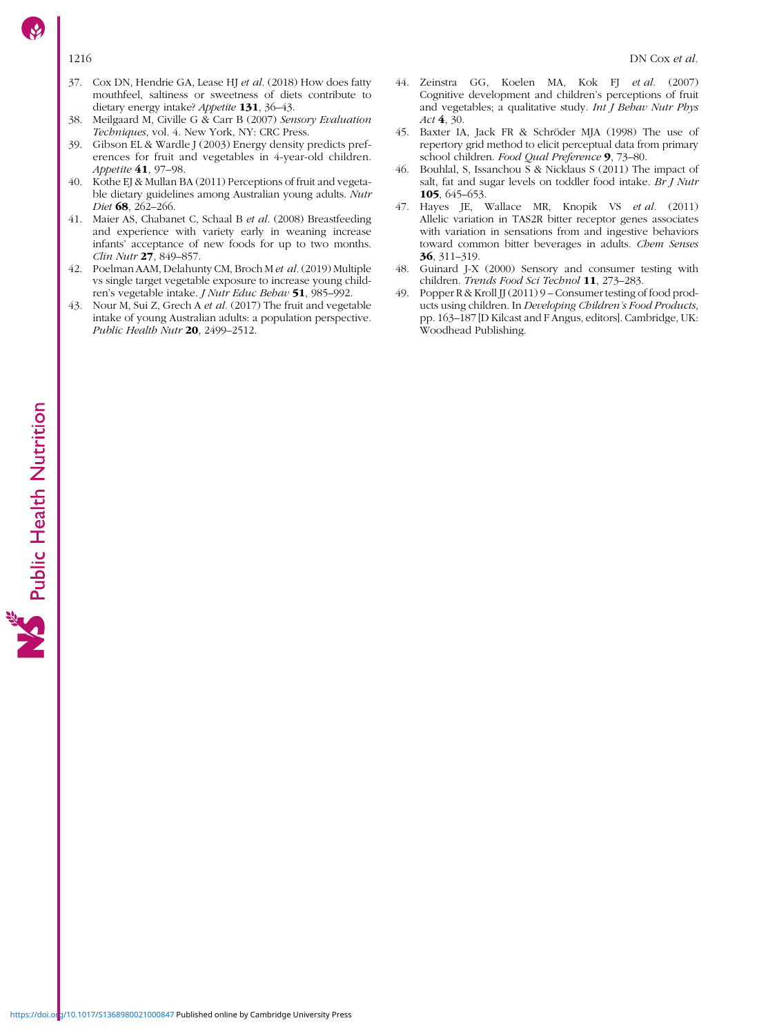37. Cox DN, Hendrie GA, Lease HJ *et al.* (2018) How does fatty mouthfeel, saltiness or sweetness of diets contribute to dietary energy intake? *Appetite* **131**, 36–43.
38. Meilgaard M, Civille G & Carr B (2007) *Sensory Evaluation Techniques*, vol. 4. New York, NY: CRC Press.
39. Gibson EL & Wardle J (2003) Energy density predicts preferences for fruit and vegetables in 4-year-old children. *Appetite* **41**, 97–98.
40. Kothe EJ & Mullan BA (2011) Perceptions of fruit and vegetable dietary guidelines among Australian young adults. *Nutr Diet* **68**, 262–266.
41. Maier AS, Chabanet C, Schaal B *et al.* (2008) Breastfeeding and experience with variety early in weaning increase infants' acceptance of new foods for up to two months. *Clin Nutr* **27**, 849–857.
42. Poelman AAM, Delahunty CM, Broch M *et al.* (2019) Multiple vs single target vegetable exposure to increase young children's vegetable intake. *J Nutr Educ Behav* **51**, 985–992.
43. Nour M, Sui Z, Grech A *et al.* (2017) The fruit and vegetable intake of young Australian adults: a population perspective. *Public Health Nutr* **20**, 2499–2512.
44. Zeinstra GG, Koelen MA, Kok FJ *et al.* (2007) Cognitive development and children's perceptions of fruit and vegetables; a qualitative study. *Int J Behav Nutr Phys Act* **4**, 30.
45. Baxter IA, Jack FR & Schröder MJA (1998) The use of repertory grid method to elicit perceptual data from primary school children. *Food Qual Preference* **9**, 73–80.
46. Bouhlal, S, Issanchou S & Nicklaus S (2011) The impact of salt, fat and sugar levels on toddler food intake. *Br J Nutr* **105**, 645–653.
47. Hayes JE, Wallace MR, Knopik VS *et al.* (2011) Allelic variation in TAS2R bitter receptor genes associates with variation in sensations from and ingestive behaviors toward common bitter beverages in adults. *Chem Senses* **36**, 311–319.
48. Guinard J-X (2000) Sensory and consumer testing with children. *Trends Food Sci Technol* **11**, 273–283.
49. Popper R & Kroll JJ (2011) 9 – Consumer testing of food products using children. In *Developing Children's Food Products*, pp. 163–187 [D Kilcast and F Angus, editors]. Cambridge, UK: Woodhead Publishing.